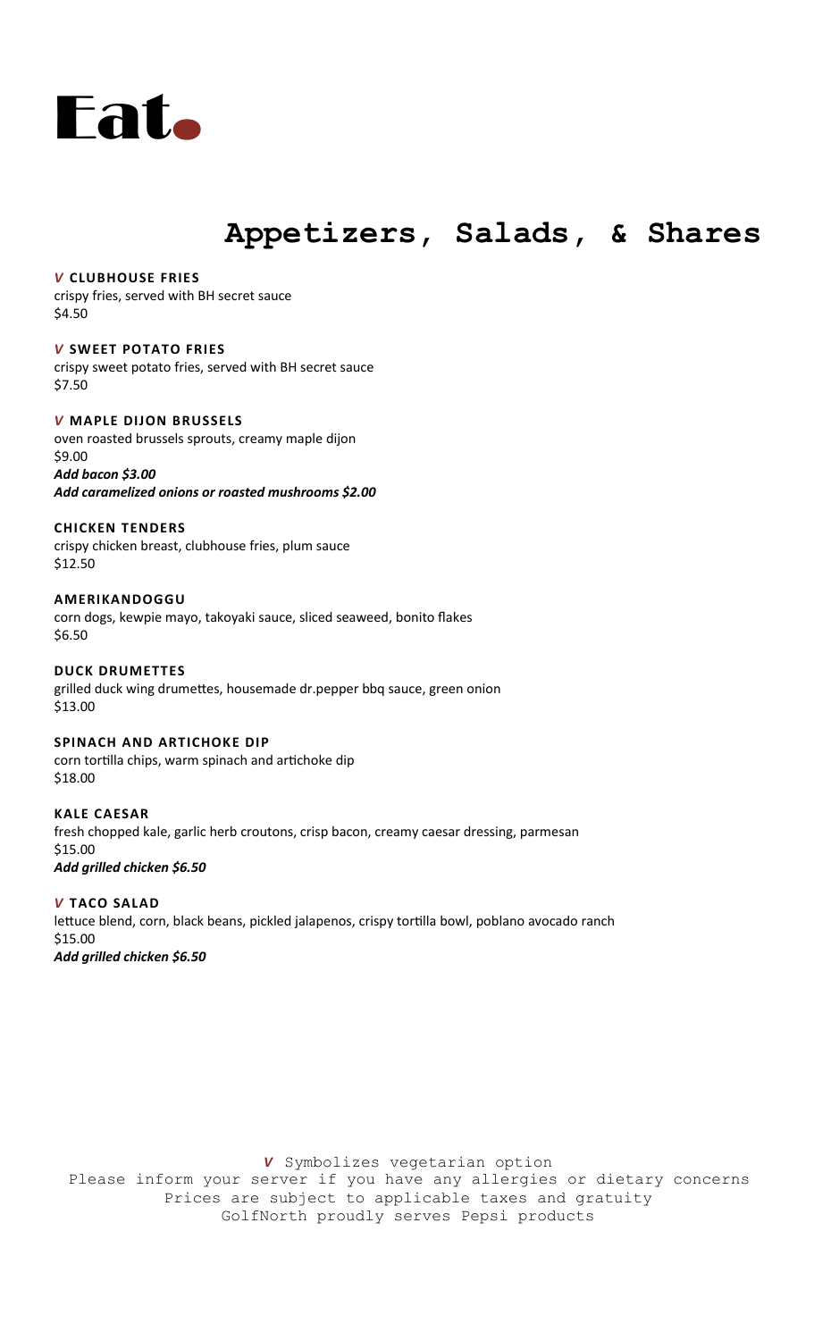# Eat.

## Appetizers, Salads, & Shares

***V*** **CLUBHOUSE FRIES**
crispy fries, served with BH secret sauce
$4.50

***V*** **SWEET POTATO FRIES**
crispy sweet potato fries, served with BH secret sauce
$7.50

***V*** **MAPLE DIJON BRUSSELS**
oven roasted brussels sprouts, creamy maple dijon
$9.00
***Add bacon $3.00***
***Add caramelized onions or roasted mushrooms $2.00***

**CHICKEN TENDERS**
crispy chicken breast, clubhouse fries, plum sauce
$12.50

**AMERIKANDOGGU**
corn dogs, kewpie mayo, takoyaki sauce, sliced seaweed, bonito flakes
$6.50

**DUCK DRUMETTES**
grilled duck wing drumettes, housemade dr.pepper bbq sauce, green onion
$13.00

**SPINACH AND ARTICHOKE DIP**
corn tortilla chips, warm spinach and artichoke dip
$18.00

**KALE CAESAR**
fresh chopped kale, garlic herb croutons, crisp bacon, creamy caesar dressing, parmesan
$15.00
***Add grilled chicken $6.50***

***V*** **TACO SALAD**
lettuce blend, corn, black beans, pickled jalapenos, crispy tortilla bowl, poblano avocado ranch
$15.00
***Add grilled chicken $6.50***

***V*** Symbolizes vegetarian option
Please inform your server if you have any allergies or dietary concerns
Prices are subject to applicable taxes and gratuity
GolfNorth proudly serves Pepsi products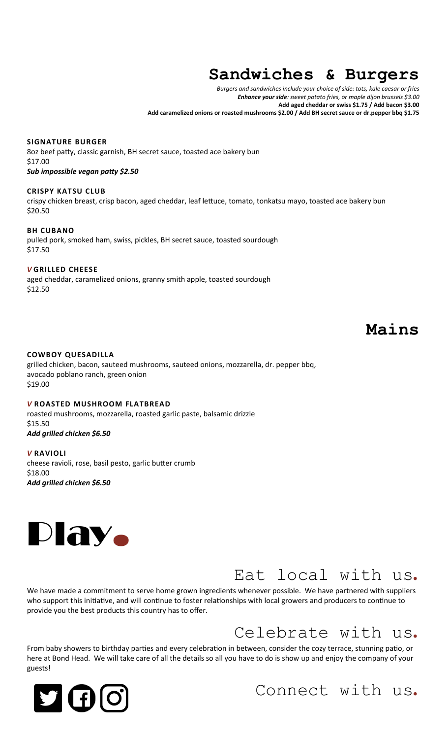# Sandwiches & Burgers

*Burgers and sandwiches include your choice of side: tots, kale caesar or fries*
***Enhance your side**: sweet potato fries, or maple dijon brussels $3.00*
**Add aged cheddar or swiss $1.75 / Add bacon $3.00**
**Add caramelized onions or roasted mushrooms $2.00 / Add BH secret sauce or dr.pepper bbq $1.75**

**SIGNATURE BURGER**
8oz beef patty, classic garnish, BH secret sauce, toasted ace bakery bun
$17.00
***Sub impossible vegan patty $2.50***

**CRISPY KATSU CLUB**
crispy chicken breast, crisp bacon, aged cheddar, leaf lettuce, tomato, tonkatsu mayo, toasted ace bakery bun
$20.50

**BH CUBANO**
pulled pork, smoked ham, swiss, pickles, BH secret sauce, toasted sourdough
$17.50

***V* GRILLED CHEESE**
aged cheddar, caramelized onions, granny smith apple, toasted sourdough
$12.50

# Mains

**COWBOY QUESADILLA**
grilled chicken, bacon, sauteed mushrooms, sauteed onions, mozzarella, dr. pepper bbq, avocado poblano ranch, green onion
$19.00

***V* ROASTED MUSHROOM FLATBREAD**
roasted mushrooms, mozzarella, roasted garlic paste, balsamic drizzle
$15.50
***Add grilled chicken $6.50***

***V* RAVIOLI**
cheese ravioli, rose, basil pesto, garlic butter crumb
$18.00
***Add grilled chicken $6.50***

# Play.

## Eat local with us.

We have made a commitment to serve home grown ingredients whenever possible. We have partnered with suppliers who support this initiative, and will continue to foster relationships with local growers and producers to continue to provide you the best products this country has to offer.

## Celebrate with us.

From baby showers to birthday parties and every celebration in between, consider the cozy terrace, stunning patio, or here at Bond Head. We will take care of all the details so all you have to do is show up and enjoy the company of your guests!

## Connect with us.